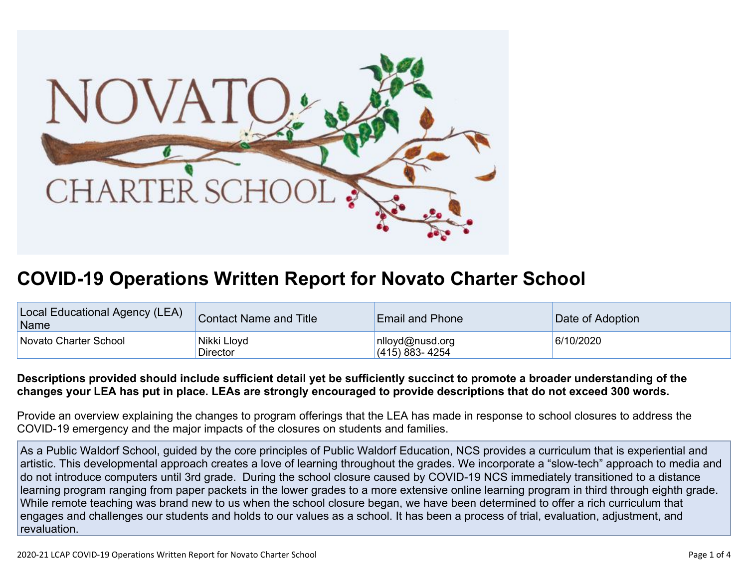# COVID-19 Operations Written Report for Novato Charter School

| Local Educational Agency (LEA) Name | Contact Name and Title | Email and Phone | Date of Adoption |
|---|---|---|---|
| Novato Charter School | Nikki Lloyd<br>Director | nlloyd@nusd.org<br>(415) 883- 4254 | 6/10/2020 |

**Descriptions provided should include sufficient detail yet be sufficiently succinct to promote a broader understanding of the changes your LEA has put in place. LEAs are strongly encouraged to provide descriptions that do not exceed 300 words.**

Provide an overview explaining the changes to program offerings that the LEA has made in response to school closures to address the COVID-19 emergency and the major impacts of the closures on students and families.

As a Public Waldorf School, guided by the core principles of Public Waldorf Education, NCS provides a curriculum that is experiential and artistic. This developmental approach creates a love of learning throughout the grades. We incorporate a "slow-tech" approach to media and do not introduce computers until 3rd grade. During the school closure caused by COVID-19 NCS immediately transitioned to a distance learning program ranging from paper packets in the lower grades to a more extensive online learning program in third through eighth grade. While remote teaching was brand new to us when the school closure began, we have been determined to offer a rich curriculum that engages and challenges our students and holds to our values as a school. It has been a process of trial, evaluation, adjustment, and revaluation.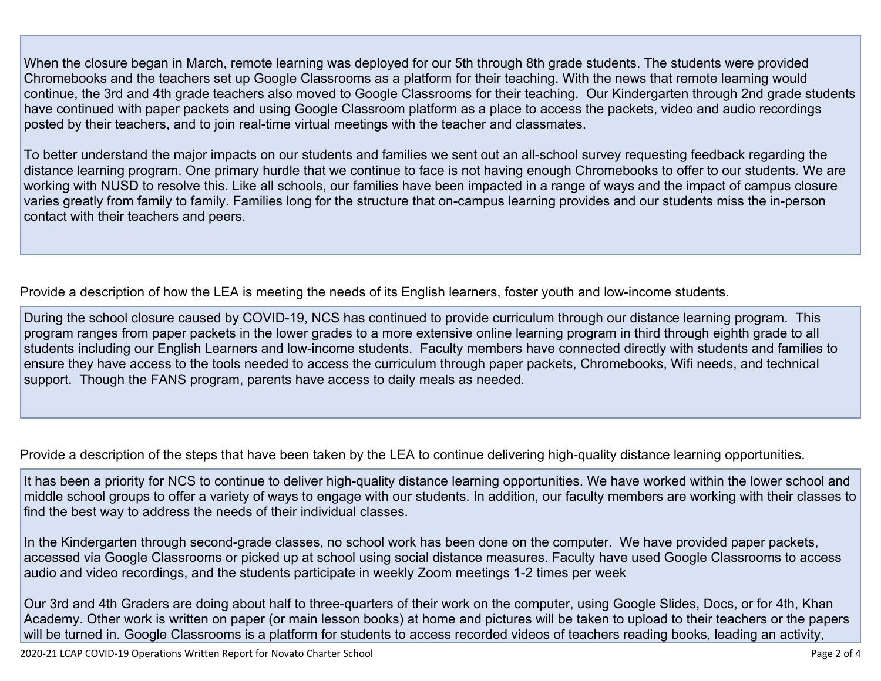When the closure began in March, remote learning was deployed for our 5th through 8th grade students. The students were provided Chromebooks and the teachers set up Google Classrooms as a platform for their teaching. With the news that remote learning would continue, the 3rd and 4th grade teachers also moved to Google Classrooms for their teaching. Our Kindergarten through 2nd grade students have continued with paper packets and using Google Classroom platform as a place to access the packets, video and audio recordings posted by their teachers, and to join real-time virtual meetings with the teacher and classmates.

To better understand the major impacts on our students and families we sent out an all-school survey requesting feedback regarding the distance learning program. One primary hurdle that we continue to face is not having enough Chromebooks to offer to our students. We are working with NUSD to resolve this. Like all schools, our families have been impacted in a range of ways and the impact of campus closure varies greatly from family to family. Families long for the structure that on-campus learning provides and our students miss the in-person contact with their teachers and peers.

Provide a description of how the LEA is meeting the needs of its English learners, foster youth and low-income students.

During the school closure caused by COVID-19, NCS has continued to provide curriculum through our distance learning program. This program ranges from paper packets in the lower grades to a more extensive online learning program in third through eighth grade to all students including our English Learners and low-income students. Faculty members have connected directly with students and families to ensure they have access to the tools needed to access the curriculum through paper packets, Chromebooks, Wifi needs, and technical support. Though the FANS program, parents have access to daily meals as needed.

Provide a description of the steps that have been taken by the LEA to continue delivering high-quality distance learning opportunities.

It has been a priority for NCS to continue to deliver high-quality distance learning opportunities. We have worked within the lower school and middle school groups to offer a variety of ways to engage with our students. In addition, our faculty members are working with their classes to find the best way to address the needs of their individual classes.

In the Kindergarten through second-grade classes, no school work has been done on the computer. We have provided paper packets, accessed via Google Classrooms or picked up at school using social distance measures. Faculty have used Google Classrooms to access audio and video recordings, and the students participate in weekly Zoom meetings 1-2 times per week

Our 3rd and 4th Graders are doing about half to three-quarters of their work on the computer, using Google Slides, Docs, or for 4th, Khan Academy. Other work is written on paper (or main lesson books) at home and pictures will be taken to upload to their teachers or the papers will be turned in. Google Classrooms is a platform for students to access recorded videos of teachers reading books, leading an activity,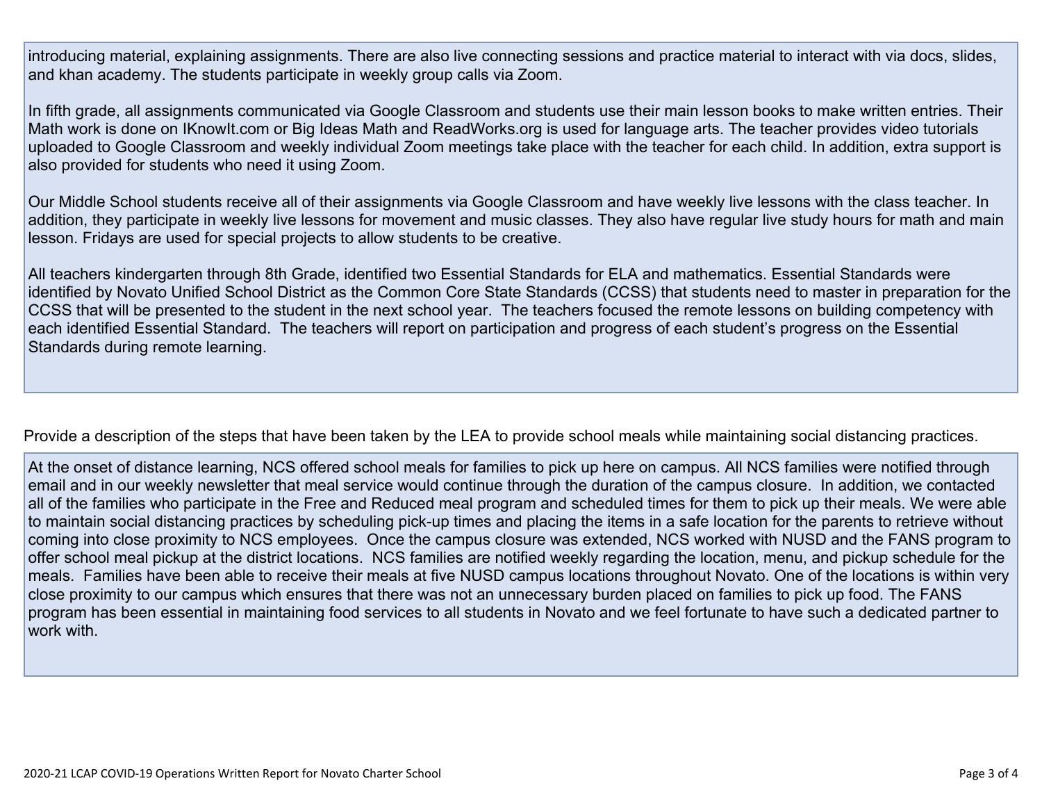introducing material, explaining assignments. There are also live connecting sessions and practice material to interact with via docs, slides, and khan academy. The students participate in weekly group calls via Zoom.

In fifth grade, all assignments communicated via Google Classroom and students use their main lesson books to make written entries. Their Math work is done on IKnowIt.com or Big Ideas Math and ReadWorks.org is used for language arts. The teacher provides video tutorials uploaded to Google Classroom and weekly individual Zoom meetings take place with the teacher for each child. In addition, extra support is also provided for students who need it using Zoom.

Our Middle School students receive all of their assignments via Google Classroom and have weekly live lessons with the class teacher. In addition, they participate in weekly live lessons for movement and music classes. They also have regular live study hours for math and main lesson. Fridays are used for special projects to allow students to be creative.

All teachers kindergarten through 8th Grade, identified two Essential Standards for ELA and mathematics. Essential Standards were identified by Novato Unified School District as the Common Core State Standards (CCSS) that students need to master in preparation for the CCSS that will be presented to the student in the next school year. The teachers focused the remote lessons on building competency with each identified Essential Standard. The teachers will report on participation and progress of each student's progress on the Essential Standards during remote learning.

Provide a description of the steps that have been taken by the LEA to provide school meals while maintaining social distancing practices.

At the onset of distance learning, NCS offered school meals for families to pick up here on campus. All NCS families were notified through email and in our weekly newsletter that meal service would continue through the duration of the campus closure. In addition, we contacted all of the families who participate in the Free and Reduced meal program and scheduled times for them to pick up their meals. We were able to maintain social distancing practices by scheduling pick-up times and placing the items in a safe location for the parents to retrieve without coming into close proximity to NCS employees. Once the campus closure was extended, NCS worked with NUSD and the FANS program to offer school meal pickup at the district locations. NCS families are notified weekly regarding the location, menu, and pickup schedule for the meals. Families have been able to receive their meals at five NUSD campus locations throughout Novato. One of the locations is within very close proximity to our campus which ensures that there was not an unnecessary burden placed on families to pick up food. The FANS program has been essential in maintaining food services to all students in Novato and we feel fortunate to have such a dedicated partner to work with.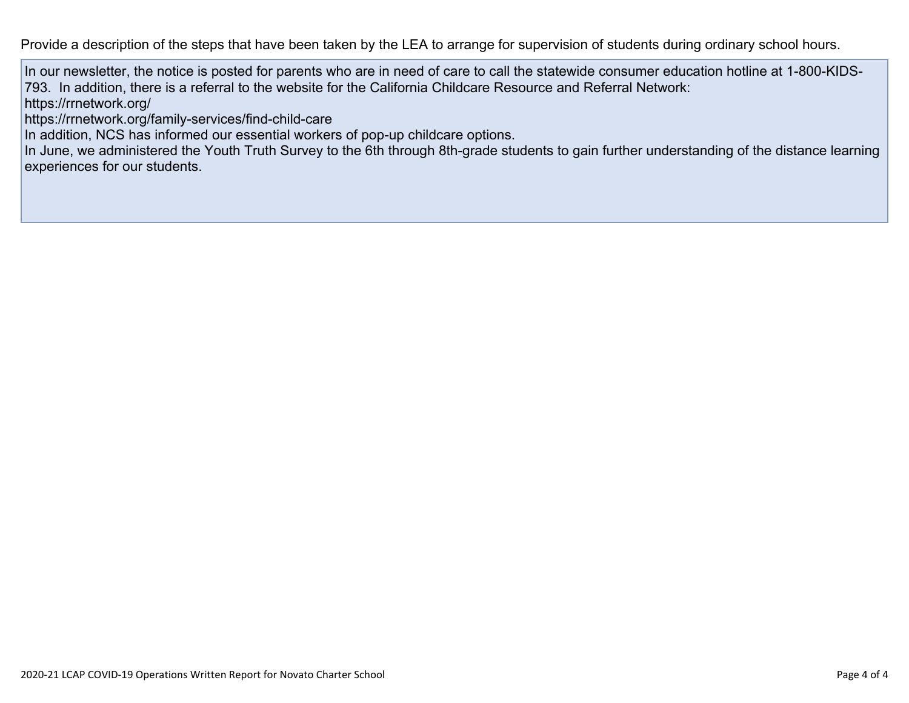Provide a description of the steps that have been taken by the LEA to arrange for supervision of students during ordinary school hours.

In our newsletter, the notice is posted for parents who are in need of care to call the statewide consumer education hotline at 1-800-KIDS-793. In addition, there is a referral to the website for the California Childcare Resource and Referral Network:
https://rrnetwork.org/
https://rrnetwork.org/family-services/find-child-care
In addition, NCS has informed our essential workers of pop-up childcare options.
In June, we administered the Youth Truth Survey to the 6th through 8th-grade students to gain further understanding of the distance learning experiences for our students.